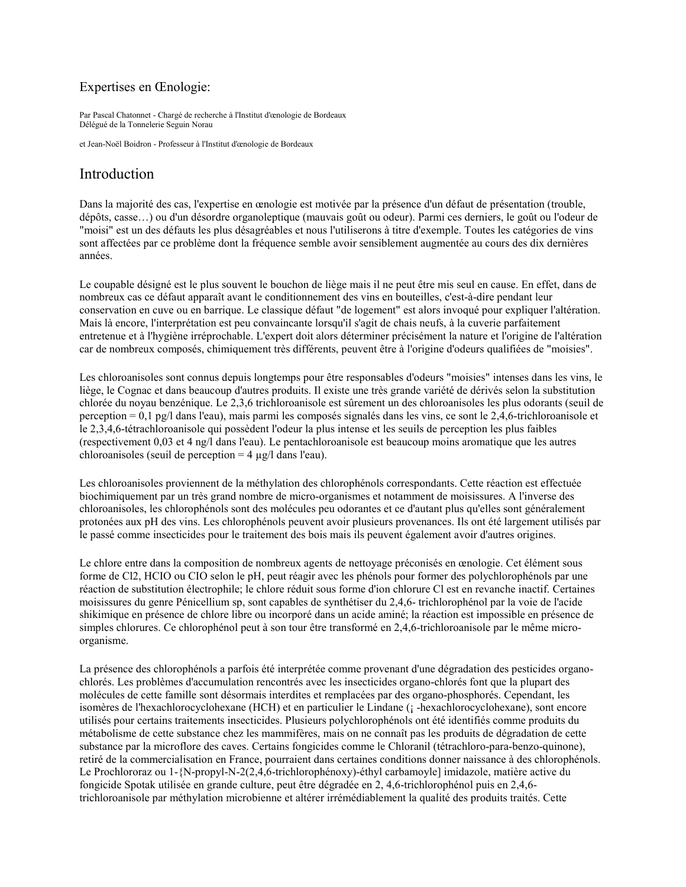# Expertises en Œnologie:

Par Pascal Chatonnet - Chargé de recherche à l'Institut d'œnologie de Bordeaux
Délégué de la Tonnelerie Seguin Norau

et Jean-Noël Boidron - Professeur à l'Institut d'œnologie de Bordeaux

## Introduction

Dans la majorité des cas, l'expertise en œnologie est motivée par la présence d'un défaut de présentation (trouble, dépôts, casse…) ou d'un désordre organoleptique (mauvais goût ou odeur). Parmi ces derniers, le goût ou l'odeur de "moisi" est un des défauts les plus désagréables et nous l'utiliserons à titre d'exemple. Toutes les catégories de vins sont affectées par ce problème dont la fréquence semble avoir sensiblement augmentée au cours des dix dernières années.

Le coupable désigné est le plus souvent le bouchon de liège mais il ne peut être mis seul en cause. En effet, dans de nombreux cas ce défaut apparaît avant le conditionnement des vins en bouteilles, c'est-à-dire pendant leur conservation en cuve ou en barrique. Le classique défaut "de logement" est alors invoqué pour expliquer l'altération. Mais là encore, l'interprétation est peu convaincante lorsqu'il s'agit de chais neufs, à la cuverie parfaitement entretenue et à l'hygiène irréprochable. L'expert doit alors déterminer précisément la nature et l'origine de l'altération car de nombreux composés, chimiquement très différents, peuvent être à l'origine d'odeurs qualifiées de "moisies".

Les chloroanisoles sont connus depuis longtemps pour être responsables d'odeurs "moisies" intenses dans les vins, le liège, le Cognac et dans beaucoup d'autres produits. Il existe une très grande variété de dérivés selon la substitution chlorée du noyau benzénique. Le 2,3,6 trichloroanisole est sûrement un des chloroanisoles les plus odorants (seuil de perception = 0,1 pg/l dans l'eau), mais parmi les composés signalés dans les vins, ce sont le 2,4,6-trichloroanisole et le 2,3,4,6-tétrachloroanisole qui possèdent l'odeur la plus intense et les seuils de perception les plus faibles (respectivement 0,03 et 4 ng/l dans l'eau). Le pentachloroanisole est beaucoup moins aromatique que les autres chloroanisoles (seuil de perception = 4 µg/l dans l'eau).

Les chloroanisoles proviennent de la méthylation des chlorophénols correspondants. Cette réaction est effectuée biochimiquement par un très grand nombre de micro-organismes et notamment de moisissures. A l'inverse des chloroanisoles, les chlorophénols sont des molécules peu odorantes et ce d'autant plus qu'elles sont généralement protonées aux pH des vins. Les chlorophénols peuvent avoir plusieurs provenances. Ils ont été largement utilisés par le passé comme insecticides pour le traitement des bois mais ils peuvent également avoir d'autres origines.

Le chlore entre dans la composition de nombreux agents de nettoyage préconisés en œnologie. Cet élément sous forme de $Cl2$, HClO ou ClO selon le pH, peut réagir avec les phénols pour former des polychlorophénols par une réaction de substitution électrophile; le chlore réduit sous forme d'ion chlorure Cl est en revanche inactif. Certaines moisissures du genre Pénicellium sp, sont capables de synthétiser du 2,4,6- trichlorophénol par la voie de l'acide shikimique en présence de chlore libre ou incorporé dans un acide aminé; la réaction est impossible en présence de simples chlorures. Ce chlorophénol peut à son tour être transformé en 2,4,6-trichloroanisole par le même micro-organisme.

La présence des chlorophénols a parfois été interprétée comme provenant d'une dégradation des pesticides organo-chlorés. Les problèmes d'accumulation rencontrés avec les insecticides organo-chlorés font que la plupart des molécules de cette famille sont désormais interdites et remplacées par des organo-phosphorés. Cependant, les isomères de l'hexachlorocyclohexane (HCH) et en particulier le Lindane (¡ -hexachlorocyclohexane), sont encore utilisés pour certains traitements insecticides. Plusieurs polychlorophénols ont été identifiés comme produits du métabolisme de cette substance chez les mammifères, mais on ne connaît pas les produits de dégradation de cette substance par la microflore des caves. Certains fongicides comme le Chloranil (tétrachloro-para-benzo-quinone), retiré de la commercialisation en France, pourraient dans certaines conditions donner naissance à des chlorophénols. Le Prochlororaz ou 1-{N-propyl-N-2(2,4,6-trichlorophénoxy)-éthyl carbamoyle] imidazole, matière active du fongicide Spotak utilisée en grande culture, peut être dégradée en 2, 4,6-trichlorophénol puis en 2,4,6-trichloroanisole par méthylation microbienne et altérer irrémédiablement la qualité des produits traités. Cette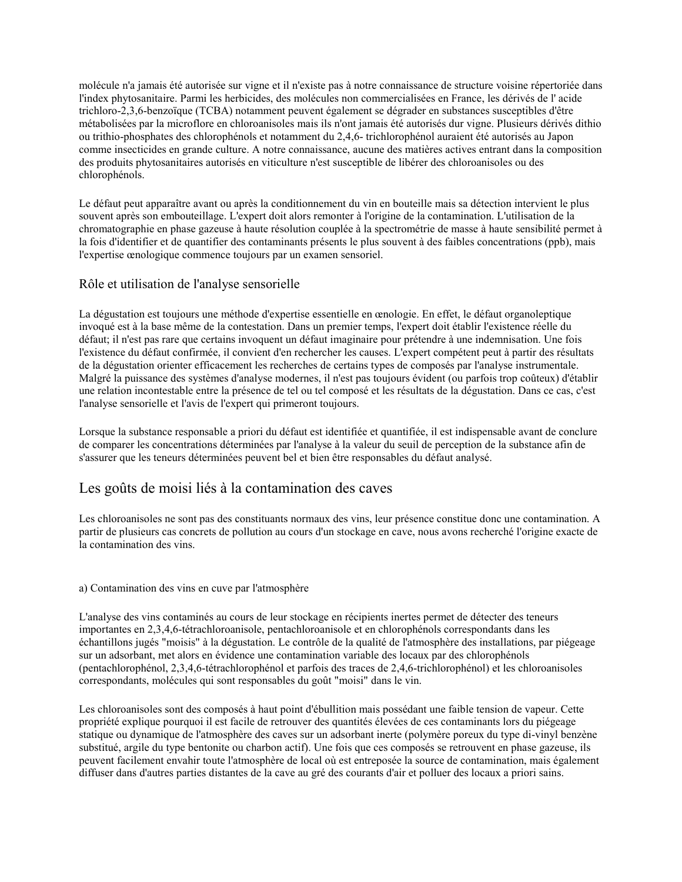molécule n'a jamais été autorisée sur vigne et il n'existe pas à notre connaissance de structure voisine répertoriée dans l'index phytosanitaire. Parmi les herbicides, des molécules non commercialisées en France, les dérivés de l' acide trichloro-2,3,6-benzoïque (TCBA) notamment peuvent également se dégrader en substances susceptibles d'être métabolisées par la microflore en chloroanisoles mais ils n'ont jamais été autorisés dur vigne. Plusieurs dérivés dithio ou trithio-phosphates des chlorophénols et notamment du 2,4,6- trichlorophénol auraient été autorisés au Japon comme insecticides en grande culture. A notre connaissance, aucune des matières actives entrant dans la composition des produits phytosanitaires autorisés en viticulture n'est susceptible de libérer des chloroanisoles ou des chlorophénols.

Le défaut peut apparaître avant ou après la conditionnement du vin en bouteille mais sa détection intervient le plus souvent après son embouteillage. L'expert doit alors remonter à l'origine de la contamination. L'utilisation de la chromatographie en phase gazeuse à haute résolution couplée à la spectrométrie de masse à haute sensibilité permet à la fois d'identifier et de quantifier des contaminants présents le plus souvent à des faibles concentrations (ppb), mais l'expertise œnologique commence toujours par un examen sensoriel.

### Rôle et utilisation de l'analyse sensorielle

La dégustation est toujours une méthode d'expertise essentielle en œnologie. En effet, le défaut organoleptique invoqué est à la base même de la contestation. Dans un premier temps, l'expert doit établir l'existence réelle du défaut; il n'est pas rare que certains invoquent un défaut imaginaire pour prétendre à une indemnisation. Une fois l'existence du défaut confirmée, il convient d'en rechercher les causes. L'expert compétent peut à partir des résultats de la dégustation orienter efficacement les recherches de certains types de composés par l'analyse instrumentale. Malgré la puissance des systèmes d'analyse modernes, il n'est pas toujours évident (ou parfois trop coûteux) d'établir une relation incontestable entre la présence de tel ou tel composé et les résultats de la dégustation. Dans ce cas, c'est l'analyse sensorielle et l'avis de l'expert qui primeront toujours.

Lorsque la substance responsable a priori du défaut est identifiée et quantifiée, il est indispensable avant de conclure de comparer les concentrations déterminées par l'analyse à la valeur du seuil de perception de la substance afin de s'assurer que les teneurs déterminées peuvent bel et bien être responsables du défaut analysé.

## Les goûts de moisi liés à la contamination des caves

Les chloroanisoles ne sont pas des constituants normaux des vins, leur présence constitue donc une contamination. A partir de plusieurs cas concrets de pollution au cours d'un stockage en cave, nous avons recherché l'origine exacte de la contamination des vins.

a) Contamination des vins en cuve par l'atmosphère

L'analyse des vins contaminés au cours de leur stockage en récipients inertes permet de détecter des teneurs importantes en 2,3,4,6-tétrachloroanisole, pentachloroanisole et en chlorophénols correspondants dans les échantillons jugés "moisis" à la dégustation. Le contrôle de la qualité de l'atmosphère des installations, par piégeage sur un adsorbant, met alors en évidence une contamination variable des locaux par des chlorophénols (pentachlorophénol, 2,3,4,6-tétrachlorophénol et parfois des traces de 2,4,6-trichlorophénol) et les chloroanisoles correspondants, molécules qui sont responsables du goût "moisi" dans le vin.

Les chloroanisoles sont des composés à haut point d'ébullition mais possédant une faible tension de vapeur. Cette propriété explique pourquoi il est facile de retrouver des quantités élevées de ces contaminants lors du piégeage statique ou dynamique de l'atmosphère des caves sur un adsorbant inerte (polymère poreux du type di-vinyl benzène substitué, argile du type bentonite ou charbon actif). Une fois que ces composés se retrouvent en phase gazeuse, ils peuvent facilement envahir toute l'atmosphère de local où est entreposée la source de contamination, mais également diffuser dans d'autres parties distantes de la cave au gré des courants d'air et polluer des locaux a priori sains.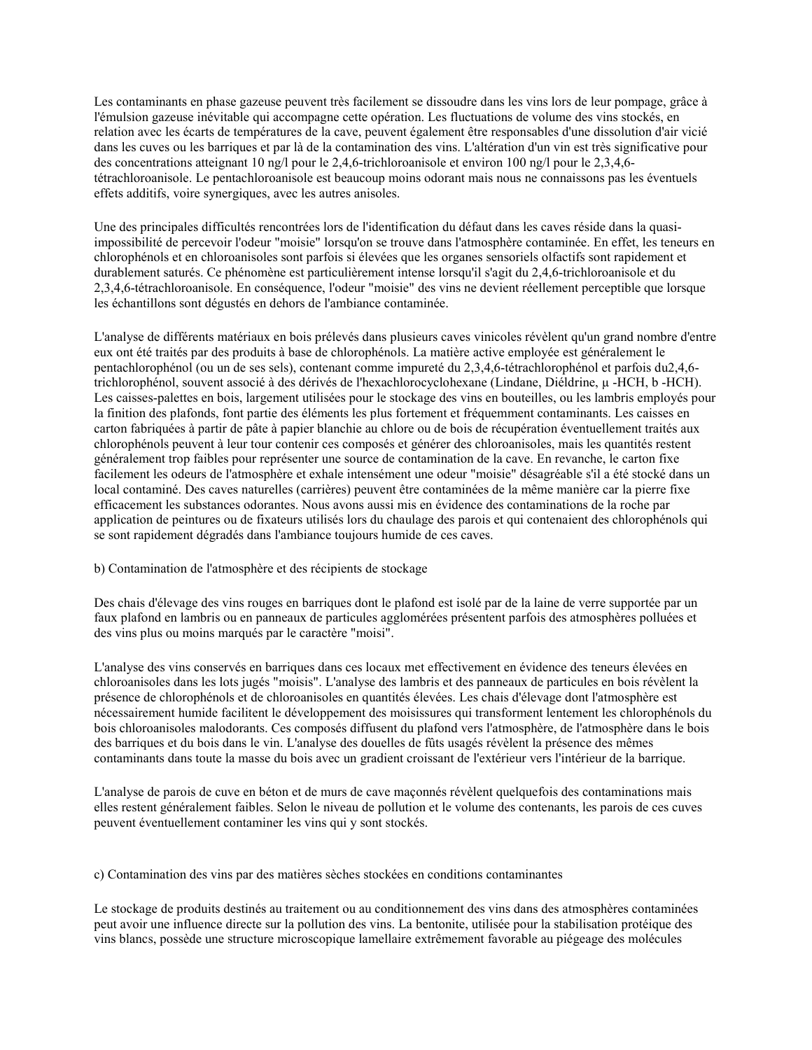Les contaminants en phase gazeuse peuvent très facilement se dissoudre dans les vins lors de leur pompage, grâce à l'émulsion gazeuse inévitable qui accompagne cette opération. Les fluctuations de volume des vins stockés, en relation avec les écarts de températures de la cave, peuvent également être responsables d'une dissolution d'air vicié dans les cuves ou les barriques et par là de la contamination des vins. L'altération d'un vin est très significative pour des concentrations atteignant 10 ng/l pour le 2,4,6-trichloroanisole et environ 100 ng/l pour le 2,3,4,6-tétrachloroanisole. Le pentachloroanisole est beaucoup moins odorant mais nous ne connaissons pas les éventuels effets additifs, voire synergiques, avec les autres anisoles.

Une des principales difficultés rencontrées lors de l'identification du défaut dans les caves réside dans la quasi-impossibilité de percevoir l'odeur "moisie" lorsqu'on se trouve dans l'atmosphère contaminée. En effet, les teneurs en chlorophénols et en chloroanisoles sont parfois si élevées que les organes sensoriels olfactifs sont rapidement et durablement saturés. Ce phénomène est particulièrement intense lorsqu'il s'agit du 2,4,6-trichloroanisole et du 2,3,4,6-tétrachloroanisole. En conséquence, l'odeur "moisie" des vins ne devient réellement perceptible que lorsque les échantillons sont dégustés en dehors de l'ambiance contaminée.

L'analyse de différents matériaux en bois prélevés dans plusieurs caves vinicoles révèlent qu'un grand nombre d'entre eux ont été traités par des produits à base de chlorophénols. La matière active employée est généralement le pentachlorophénol (ou un de ses sels), contenant comme impureté du 2,3,4,6-tétrachlorophénol et parfois du2,4,6-trichlorophénol, souvent associé à des dérivés de l'hexachlorocyclohexane (Lindane, Diéldrine, µ -HCH, b -HCH). Les caisses-palettes en bois, largement utilisées pour le stockage des vins en bouteilles, ou les lambris employés pour la finition des plafonds, font partie des éléments les plus fortement et fréquemment contaminants. Les caisses en carton fabriquées à partir de pâte à papier blanchie au chlore ou de bois de récupération éventuellement traités aux chlorophénols peuvent à leur tour contenir ces composés et générer des chloroanisoles, mais les quantités restent généralement trop faibles pour représenter une source de contamination de la cave. En revanche, le carton fixe facilement les odeurs de l'atmosphère et exhale intensément une odeur "moisie" désagréable s'il a été stocké dans un local contaminé. Des caves naturelles (carrières) peuvent être contaminées de la même manière car la pierre fixe efficacement les substances odorantes. Nous avons aussi mis en évidence des contaminations de la roche par application de peintures ou de fixateurs utilisés lors du chaulage des parois et qui contenaient des chlorophénols qui se sont rapidement dégradés dans l'ambiance toujours humide de ces caves.

b) Contamination de l'atmosphère et des récipients de stockage

Des chais d'élevage des vins rouges en barriques dont le plafond est isolé par de la laine de verre supportée par un faux plafond en lambris ou en panneaux de particules agglomérées présentent parfois des atmosphères polluées et des vins plus ou moins marqués par le caractère "moisi".

L'analyse des vins conservés en barriques dans ces locaux met effectivement en évidence des teneurs élevées en chloroanisoles dans les lots jugés "moisis". L'analyse des lambris et des panneaux de particules en bois révèlent la présence de chlorophénols et de chloroanisoles en quantités élevées. Les chais d'élevage dont l'atmosphère est nécessairement humide facilitent le développement des moisissures qui transforment lentement les chlorophénols du bois chloroanisoles malodorants. Ces composés diffusent du plafond vers l'atmosphère, de l'atmosphère dans le bois des barriques et du bois dans le vin. L'analyse des douelles de fûts usagés révèlent la présence des mêmes contaminants dans toute la masse du bois avec un gradient croissant de l'extérieur vers l'intérieur de la barrique.

L'analyse de parois de cuve en béton et de murs de cave maçonnés révèlent quelquefois des contaminations mais elles restent généralement faibles. Selon le niveau de pollution et le volume des contenants, les parois de ces cuves peuvent éventuellement contaminer les vins qui y sont stockés.

c) Contamination des vins par des matières sèches stockées en conditions contaminantes

Le stockage de produits destinés au traitement ou au conditionnement des vins dans des atmosphères contaminées peut avoir une influence directe sur la pollution des vins. La bentonite, utilisée pour la stabilisation protéique des vins blancs, possède une structure microscopique lamellaire extrêmement favorable au piégeage des molécules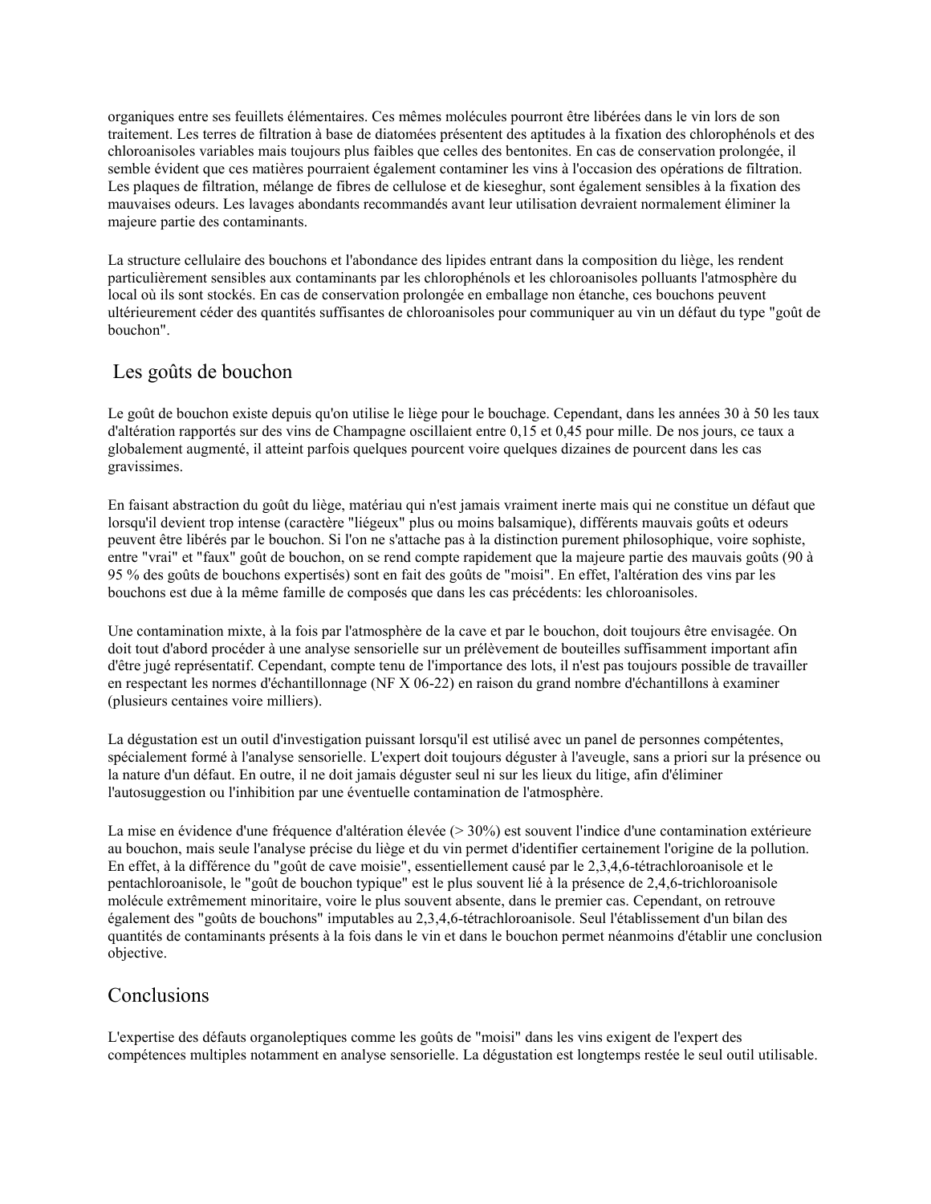organiques entre ses feuillets élémentaires. Ces mêmes molécules pourront être libérées dans le vin lors de son traitement. Les terres de filtration à base de diatomées présentent des aptitudes à la fixation des chlorophénols et des chloroanisoles variables mais toujours plus faibles que celles des bentonites. En cas de conservation prolongée, il semble évident que ces matières pourraient également contaminer les vins à l'occasion des opérations de filtration. Les plaques de filtration, mélange de fibres de cellulose et de kieseghur, sont également sensibles à la fixation des mauvaises odeurs. Les lavages abondants recommandés avant leur utilisation devraient normalement éliminer la majeure partie des contaminants.

La structure cellulaire des bouchons et l'abondance des lipides entrant dans la composition du liège, les rendent particulièrement sensibles aux contaminants par les chlorophénols et les chloroanisoles polluants l'atmosphère du local où ils sont stockés. En cas de conservation prolongée en emballage non étanche, ces bouchons peuvent ultérieurement céder des quantités suffisantes de chloroanisoles pour communiquer au vin un défaut du type "goût de bouchon".

## Les goûts de bouchon

Le goût de bouchon existe depuis qu'on utilise le liège pour le bouchage. Cependant, dans les années 30 à 50 les taux d'altération rapportés sur des vins de Champagne oscillaient entre 0,15 et 0,45 pour mille. De nos jours, ce taux a globalement augmenté, il atteint parfois quelques pourcent voire quelques dizaines de pourcent dans les cas gravissimes.

En faisant abstraction du goût du liège, matériau qui n'est jamais vraiment inerte mais qui ne constitue un défaut que lorsqu'il devient trop intense (caractère "liégeux" plus ou moins balsamique), différents mauvais goûts et odeurs peuvent être libérés par le bouchon. Si l'on ne s'attache pas à la distinction purement philosophique, voire sophiste, entre "vrai" et "faux" goût de bouchon, on se rend compte rapidement que la majeure partie des mauvais goûts (90 à 95 % des goûts de bouchons expertisés) sont en fait des goûts de "moisi". En effet, l'altération des vins par les bouchons est due à la même famille de composés que dans les cas précédents: les chloroanisoles.

Une contamination mixte, à la fois par l'atmosphère de la cave et par le bouchon, doit toujours être envisagée. On doit tout d'abord procéder à une analyse sensorielle sur un prélèvement de bouteilles suffisamment important afin d'être jugé représentatif. Cependant, compte tenu de l'importance des lots, il n'est pas toujours possible de travailler en respectant les normes d'échantillonnage (NF X 06-22) en raison du grand nombre d'échantillons à examiner (plusieurs centaines voire milliers).

La dégustation est un outil d'investigation puissant lorsqu'il est utilisé avec un panel de personnes compétentes, spécialement formé à l'analyse sensorielle. L'expert doit toujours déguster à l'aveugle, sans a priori sur la présence ou la nature d'un défaut. En outre, il ne doit jamais déguster seul ni sur les lieux du litige, afin d'éliminer l'autosuggestion ou l'inhibition par une éventuelle contamination de l'atmosphère.

La mise en évidence d'une fréquence d'altération élevée (> 30%) est souvent l'indice d'une contamination extérieure au bouchon, mais seule l'analyse précise du liège et du vin permet d'identifier certainement l'origine de la pollution. En effet, à la différence du "goût de cave moisie", essentiellement causé par le 2,3,4,6-tétrachloroanisole et le pentachloroanisole, le "goût de bouchon typique" est le plus souvent lié à la présence de 2,4,6-trichloroanisole molécule extrêmement minoritaire, voire le plus souvent absente, dans le premier cas. Cependant, on retrouve également des "goûts de bouchons" imputables au 2,3,4,6-tétrachloroanisole. Seul l'établissement d'un bilan des quantités de contaminants présents à la fois dans le vin et dans le bouchon permet néanmoins d'établir une conclusion objective.

## Conclusions

L'expertise des défauts organoleptiques comme les goûts de "moisi" dans les vins exigent de l'expert des compétences multiples notamment en analyse sensorielle. La dégustation est longtemps restée le seul outil utilisable.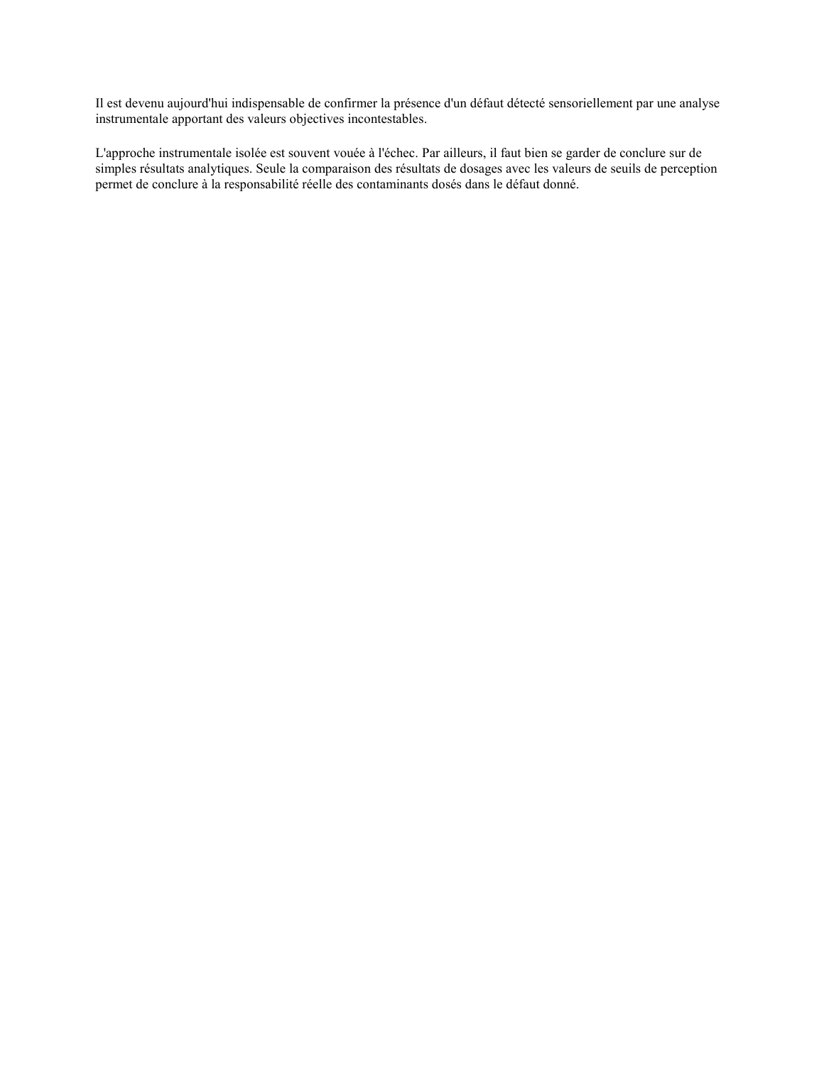Il est devenu aujourd'hui indispensable de confirmer la présence d'un défaut détecté sensoriellement par une analyse instrumentale apportant des valeurs objectives incontestables.

L'approche instrumentale isolée est souvent vouée à l'échec. Par ailleurs, il faut bien se garder de conclure sur de simples résultats analytiques. Seule la comparaison des résultats de dosages avec les valeurs de seuils de perception permet de conclure à la responsabilité réelle des contaminants dosés dans le défaut donné.